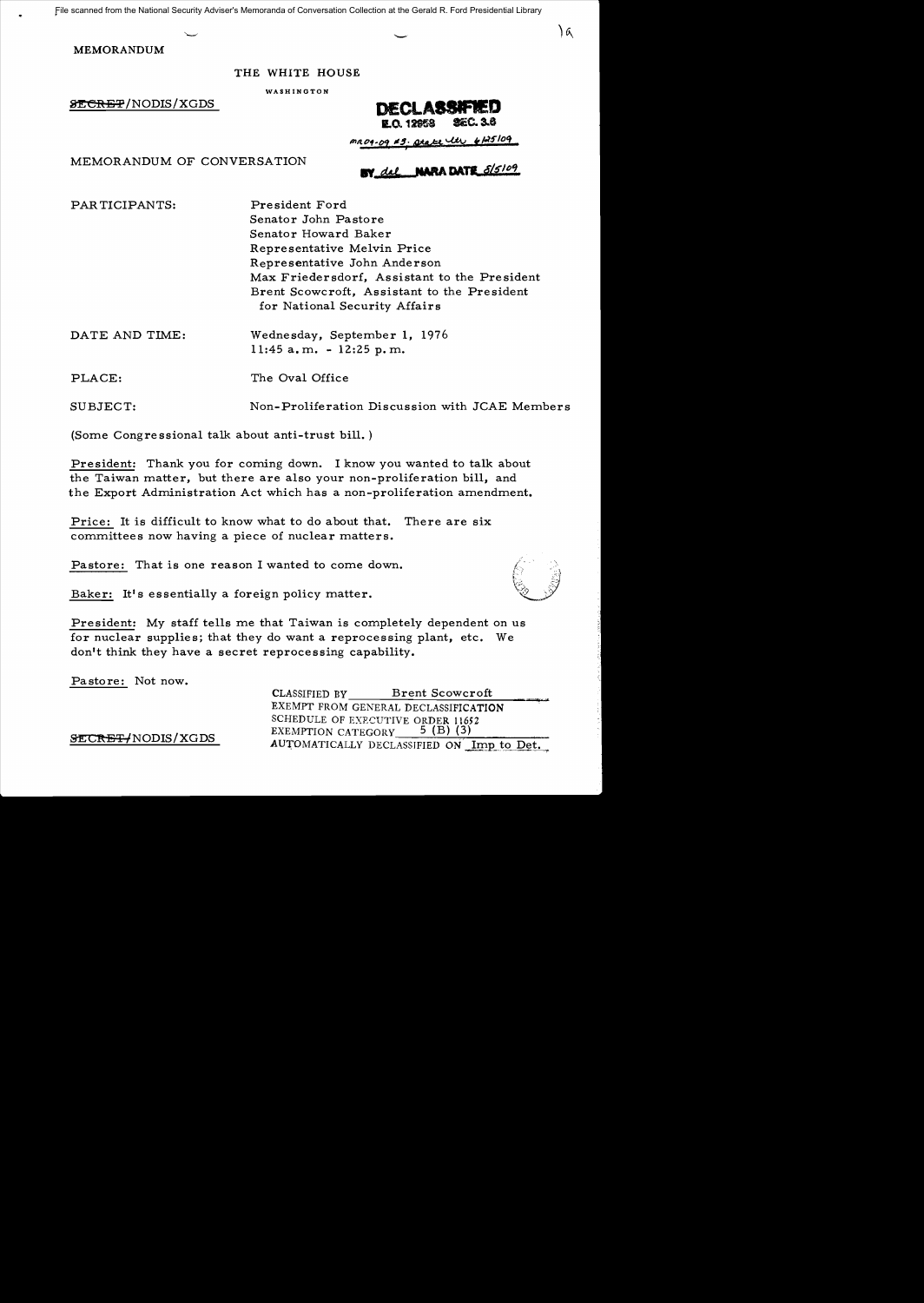File scanned from the National Security Adviser's Memoranda of Conversation Collection at the Gerald R. Ford Presidential Library

MEMORANDUM

THE WHITE HOUSE

WASHINGTON

~~SECRET~~/NODIS/XGDS

**DECLASSIFIED**
E.O. 12958 SEC. 3.6
MR 09-09 #3; State ltr 6/25/09
BY dal NARA DATE 8/5/09

MEMORANDUM OF CONVERSATION

PARTICIPANTS: President Ford
Senator John Pastore
Senator Howard Baker
Representative Melvin Price
Representative John Anderson
Max Friedersdorf, Assistant to the President
Brent Scowcroft, Assistant to the President for National Security Affairs

DATE AND TIME: Wednesday, September 1, 1976
11:45 a.m. - 12:25 p.m.

PLACE: The Oval Office

SUBJECT: Non-Proliferation Discussion with JCAE Members

(Some Congressional talk about anti-trust bill.)

President: Thank you for coming down. I know you wanted to talk about the Taiwan matter, but there are also your non-proliferation bill, and the Export Administration Act which has a non-proliferation amendment.

Price: It is difficult to know what to do about that. There are six committees now having a piece of nuclear matters.

Pastore: That is one reason I wanted to come down.

Baker: It's essentially a foreign policy matter.

President: My staff tells me that Taiwan is completely dependent on us for nuclear supplies; that they do want a reprocessing plant, etc. We don't think they have a secret reprocessing capability.

Pastore: Not now.

CLASSIFIED BY Brent Scowcroft
EXEMPT FROM GENERAL DECLASSIFICATION
SCHEDULE OF EXECUTIVE ORDER 11652
EXEMPTION CATEGORY 5 (B) (3)
AUTOMATICALLY DECLASSIFIED ON Imp to Det.

~~SECRET~~/NODIS/XGDS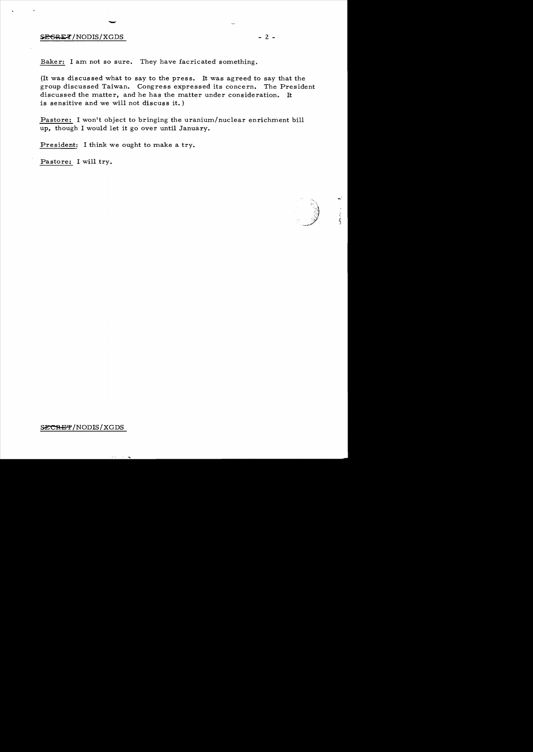Baker: I am not so sure. They have facricated something.

(It was discussed what to say to the press. It was agreed to say that the group discussed Taiwan. Congress expressed its concern. The President discussed the matter, and he has the matter under consideration. It is sensitive and we will not discuss it.)

Pastore: I won't object to bringing the uranium/nuclear enrichment bill up, though I would let it go over until January.

President: I think we ought to make a try.

Pastore: I will try.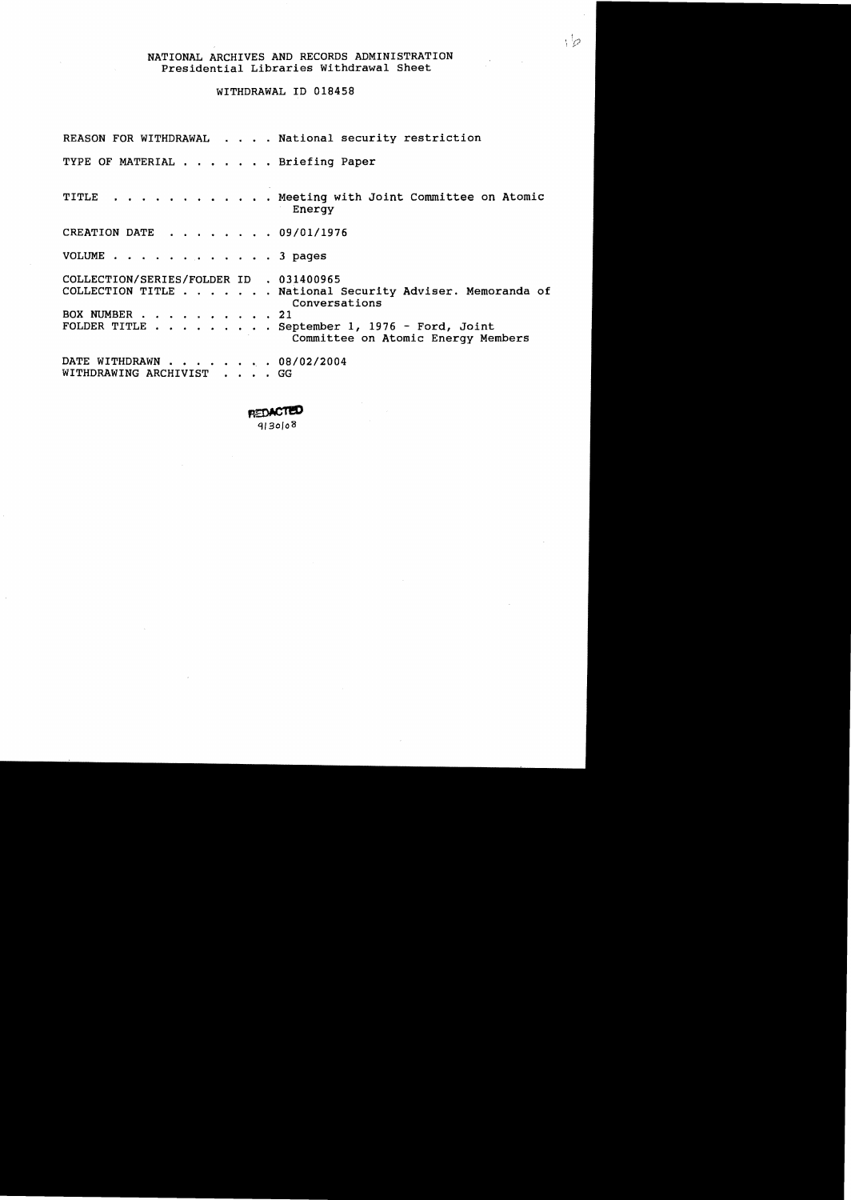NATIONAL ARCHIVES AND RECORDS ADMINISTRATION
Presidential Libraries Withdrawal Sheet

WITHDRAWAL ID 018458

REASON FOR WITHDRAWAL . . . . National security restriction

TYPE OF MATERIAL . . . . . . . Briefing Paper

TITLE . . . . . . . . . . . . Meeting with Joint Committee on Atomic Energy

CREATION DATE . . . . . . . . 09/01/1976

VOLUME . . . . . . . . . . . . 3 pages

COLLECTION/SERIES/FOLDER ID . 031400965
COLLECTION TITLE . . . . . . . National Security Adviser. Memoranda of Conversations
BOX NUMBER . . . . . . . . . . 21
FOLDER TITLE . . . . . . . . . September 1, 1976 - Ford, Joint Committee on Atomic Energy Members

DATE WITHDRAWN . . . . . . . . 08/02/2004
WITHDRAWING ARCHIVIST . . . . GG

REDACTED
9/30/08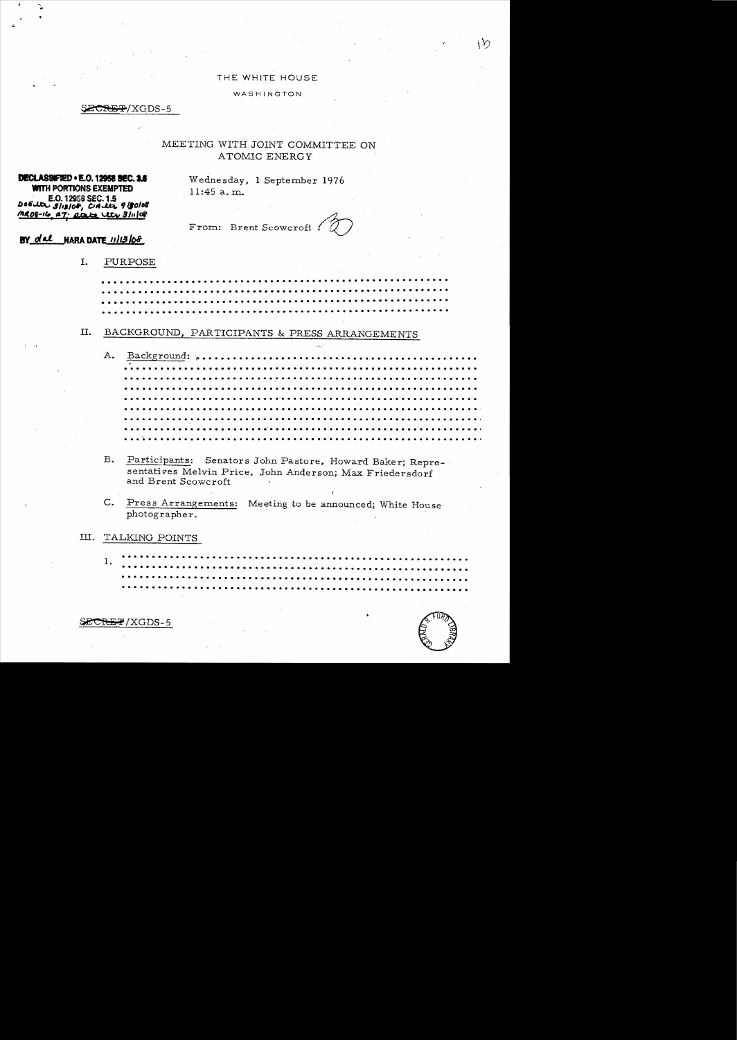THE WHITE HOUSE

WASHINGTON

SECRET/XGDS-5

MEETING WITH JOINT COMMITTEE ON ATOMIC ENERGY

**DECLASSIFIED • E.O. 12958 SEC. 3.6**
**WITH PORTIONS EXEMPTED**
**E.O. 12958 SEC. 1.5**
DOE ltr 3/18/08, CIA ltr 9/30/08
MR08-16 #7; State ltr 8/11/08

**BY** dal **NARA DATE** 11/13/08

Wednesday, 1 September 1976
11:45 a.m.

From: Brent Scowcroft

## I. PURPOSE

.......................................................
.......................................................
.......................................................
.......................................................

## II. BACKGROUND, PARTICIPANTS & PRESS ARRANGEMENTS

A. Background: ..........................................
.......................................................
.......................................................
.......................................................
.......................................................
.......................................................
.......................................................
.......................................................
.......................................................

B. Participants: Senators John Pastore, Howard Baker; Representatives Melvin Price, John Anderson; Max Friedersdorf and Brent Scowcroft

C. Press Arrangements: Meeting to be announced; White House photographer.

## III. TALKING POINTS

1. .......................................................
.......................................................
.......................................................
.......................................................

SECRET/XGDS-5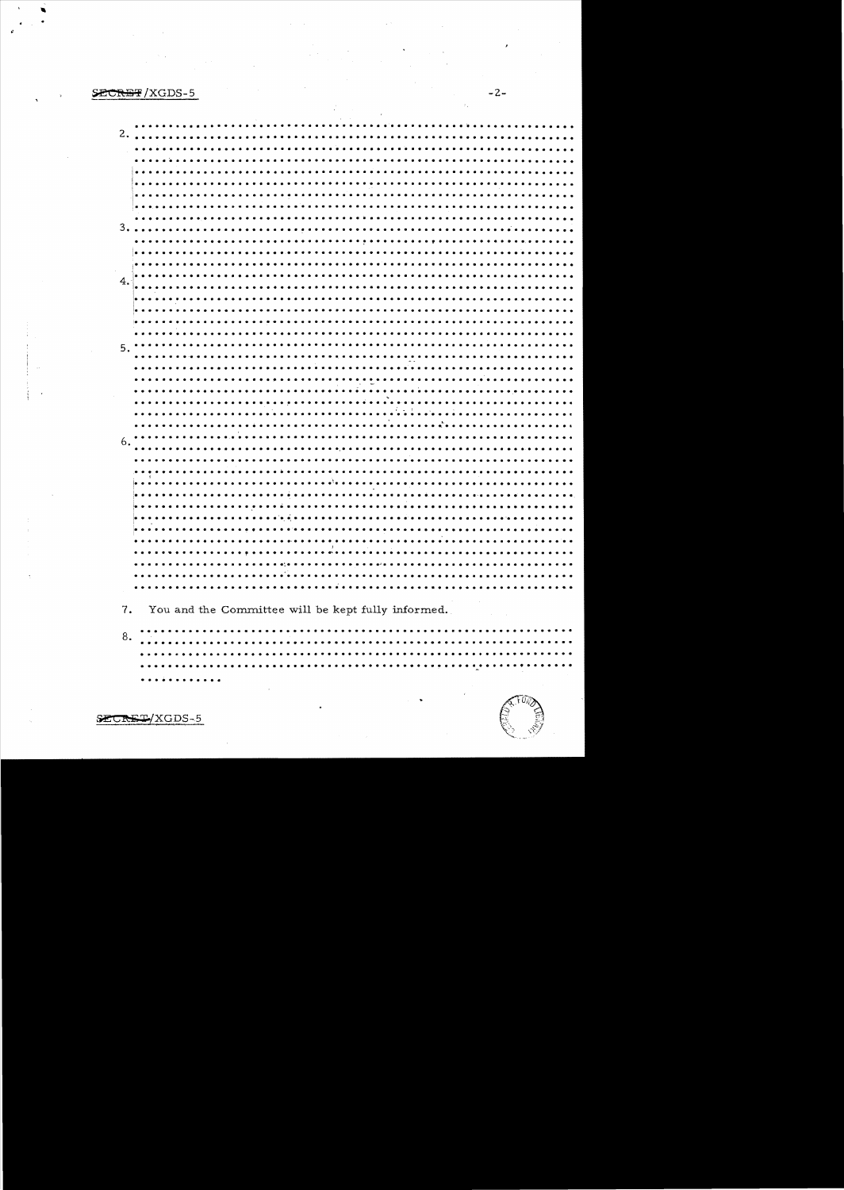2. ...............................................................
...............................................................
...............................................................
...............................................................
...............................................................
...............................................................
...............................................................
...............................................................

3. ...............................................................
...............................................................
...............................................................
...............................................................

4. ...............................................................
...............................................................
...............................................................
...............................................................
...............................................................
...............................................................

5. ...............................................................
...............................................................
...............................................................
...............................................................
...............................................................
...............................................................
...............................................................
...............................................................

6. ...............................................................
...............................................................
...............................................................
...............................................................
...............................................................
...............................................................
...............................................................
...............................................................
...............................................................
...............................................................
...............................................................
...............................................................
...............................................................

7. You and the Committee will be kept fully informed.

8. ...............................................................
...............................................................
...............................................................
...............................................................
...........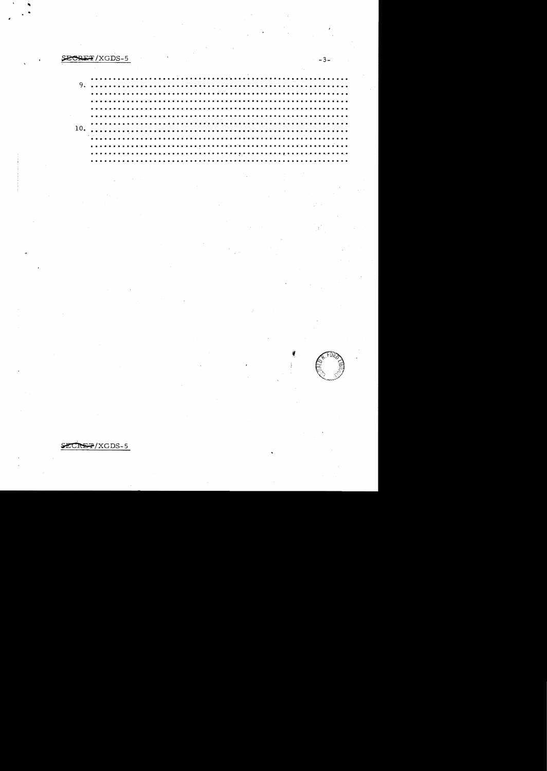9. ..........................................................
..........................................................
..........................................................
..........................................................
..........................................................

10. ..........................................................
..........................................................
..........................................................
..........................................................
..........................................................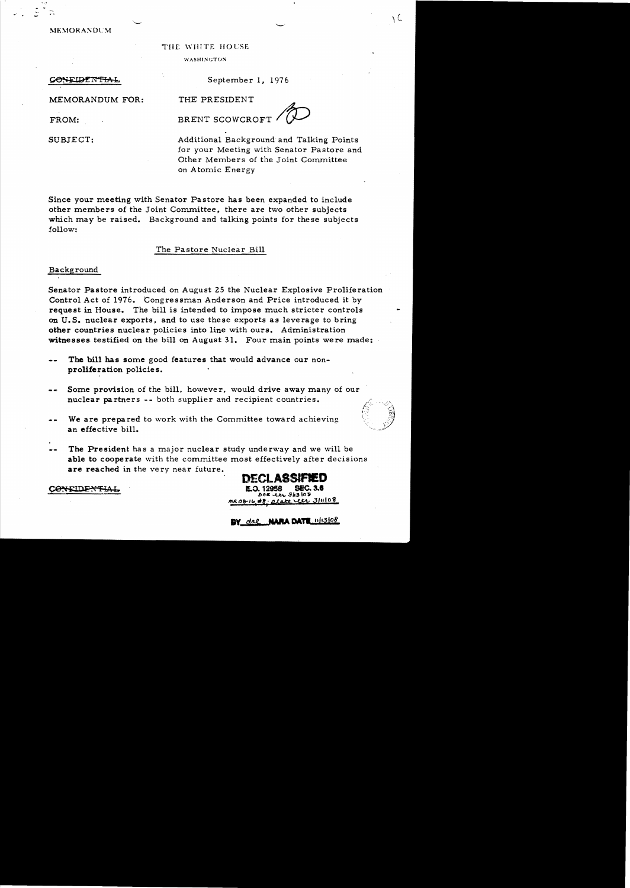MEMORANDUM

THE WHITE HOUSE

WASHINGTON

~~CONFIDENTIAL~~

September 1, 1976

MEMORANDUM FOR: THE PRESIDENT

FROM: BRENT SCOWCROFT

SUBJECT: Additional Background and Talking Points for your Meeting with Senator Pastore and Other Members of the Joint Committee on Atomic Energy

Since your meeting with Senator Pastore has been expanded to include other members of the Joint Committee, there are two other subjects which may be raised. Background and talking points for these subjects follow:

## The Pastore Nuclear Bill

### Background

Senator Pastore introduced on August 25 the Nuclear Explosive Proliferation Control Act of 1976. Congressman Anderson and Price introduced it by request in House. The bill is intended to impose much stricter controls on U.S. nuclear exports, and to use these exports as leverage to bring other countries nuclear policies into line with ours. Administration witnesses testified on the bill on August 31. Four main points were made:

-- The bill has some good features that would advance our non-proliferation policies.

-- Some provision of the bill, however, would drive away many of our nuclear partners -- both supplier and recipient countries.

-- We are prepared to work with the Committee toward achieving an effective bill.

-- The President has a major nuclear study underway and we will be able to cooperate with the committee most effectively after decisions are reached in the very near future.

~~CONFIDENTIAL~~

DECLASSIFIED
E.O. 12958 SEC. 3.6
DOE ltr 3/13/09
MR 08-16 #8; State ltr 3/11/08
BY dal NARA DATE 11/13/08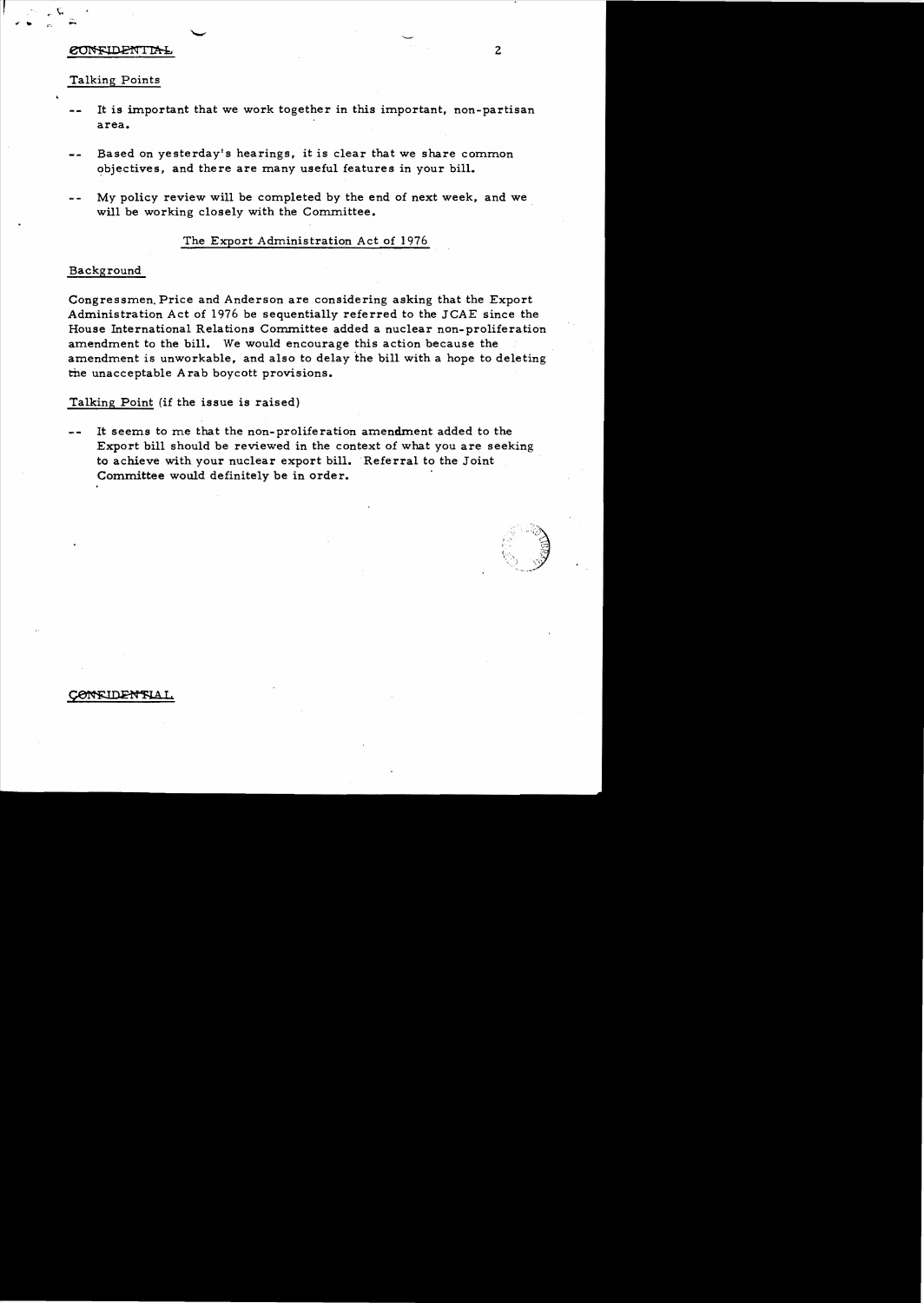CONFIDENTIAL

Talking Points

-- It is important that we work together in this important, non-partisan area.

-- Based on yesterday's hearings, it is clear that we share common objectives, and there are many useful features in your bill.

-- My policy review will be completed by the end of next week, and we will be working closely with the Committee.

## The Export Administration Act of 1976

Background

Congressmen Price and Anderson are considering asking that the Export Administration Act of 1976 be sequentially referred to the JCAE since the House International Relations Committee added a nuclear non-proliferation amendment to the bill. We would encourage this action because the amendment is unworkable, and also to delay the bill with a hope to deleting the unacceptable Arab boycott provisions.

Talking Point (if the issue is raised)

-- It seems to me that the non-proliferation amendment added to the Export bill should be reviewed in the context of what you are seeking to achieve with your nuclear export bill. Referral to the Joint Committee would definitely be in order.

CONFIDENTIAL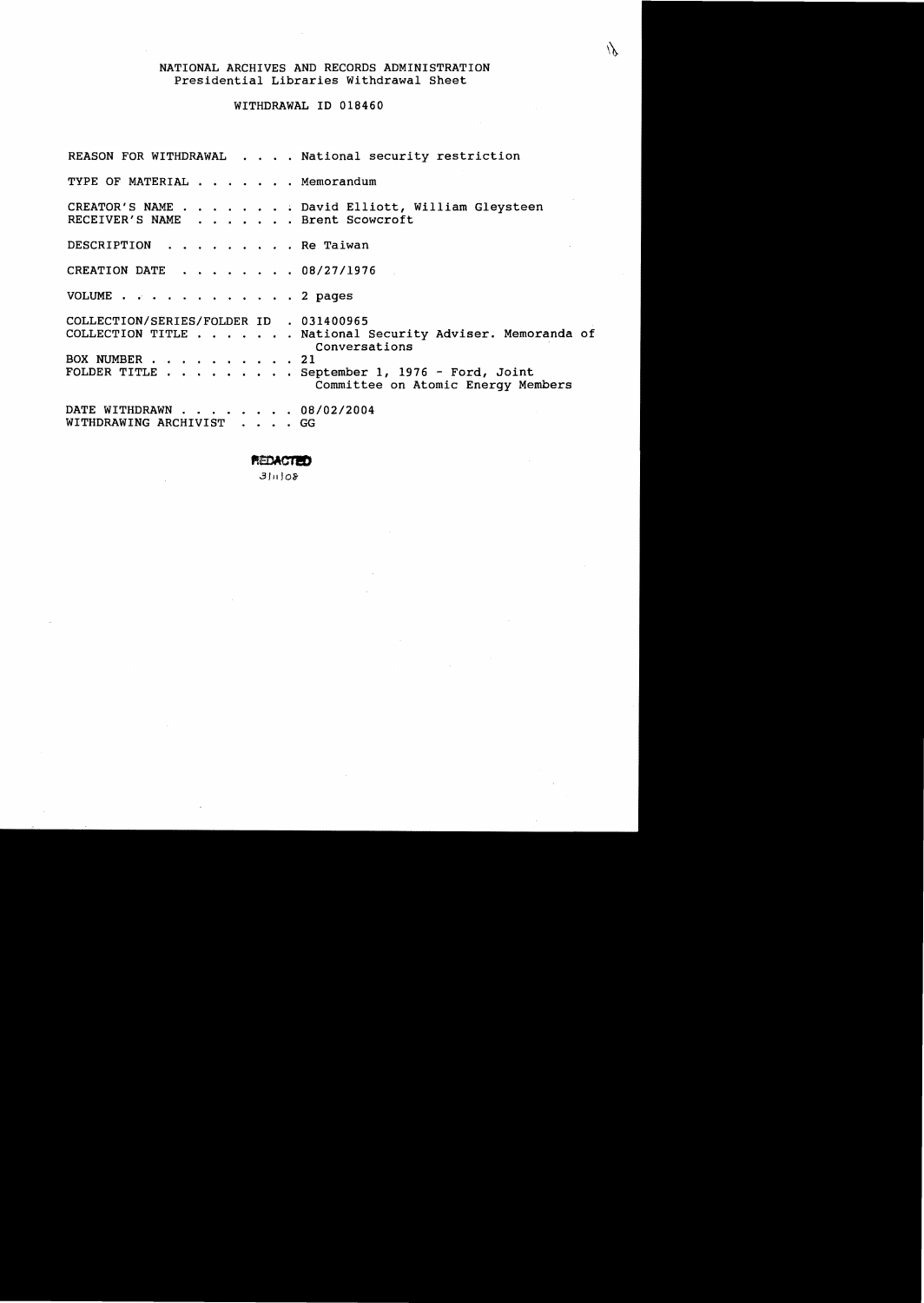NATIONAL ARCHIVES AND RECORDS ADMINISTRATION
Presidential Libraries Withdrawal Sheet

WITHDRAWAL ID 018460

| | |
|---|---|
| REASON FOR WITHDRAWAL | National security restriction |
| TYPE OF MATERIAL | Memorandum |
| CREATOR'S NAME | David Elliott, William Gleysteen |
| RECEIVER'S NAME | Brent Scowcroft |
| DESCRIPTION | Re Taiwan |
| CREATION DATE | 08/27/1976 |
| VOLUME | 2 pages |
| COLLECTION/SERIES/FOLDER ID | 031400965 |
| COLLECTION TITLE | National Security Adviser. Memoranda of Conversations |
| BOX NUMBER | 21 |
| FOLDER TITLE | September 1, 1976 - Ford, Joint Committee on Atomic Energy Members |
| DATE WITHDRAWN | 08/02/2004 |
| WITHDRAWING ARCHIVIST | GG |

**REDACTED**

3/11/08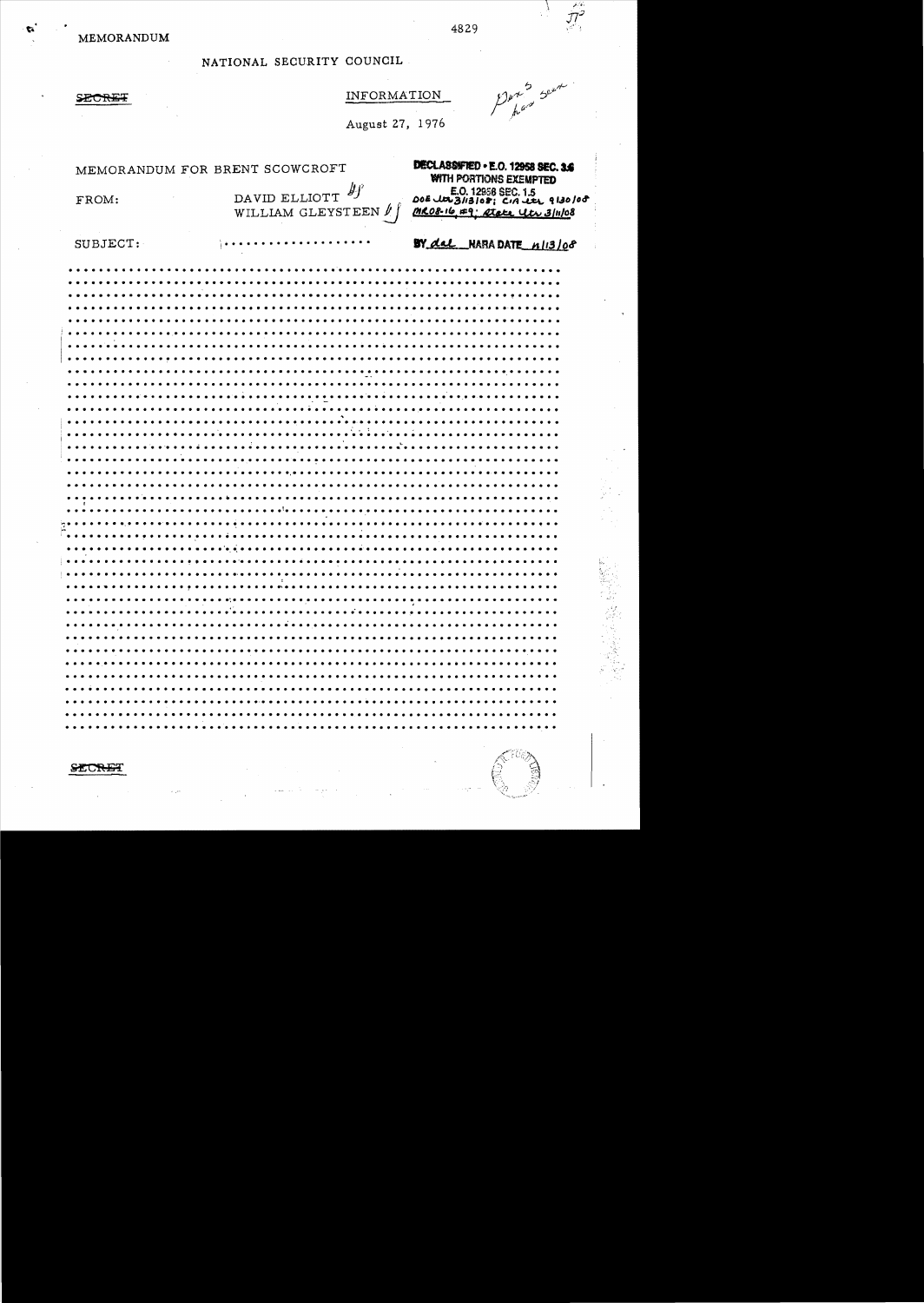MEMORANDUM

4829

NATIONAL SECURITY COUNCIL

SECRET

INFORMATION

August 27, 1976

MEMORANDUM FOR BRENT SCOWCROFT

DECLASSIFIED • E.O. 12958 SEC. 3.6
WITH PORTIONS EXEMPTED
E.O. 12958 SEC. 1.5
DOE ltr 3/13/08; CIA ltr 9/30/08
MR08-16 #9; State ltr 3/11/08

FROM: DAVID ELLIOTT
WILLIAM GLEYSTEEN

BY dal NARA DATE 11/13/08

SUBJECT: ...................

..............................................................
..............................................................
..............................................................
..............................................................
..............................................................
..............................................................
..............................................................
..............................................................
..............................................................
..............................................................
..............................................................
..............................................................
..............................................................
..............................................................
..............................................................
..............................................................
..............................................................
..............................................................
..............................................................
..............................................................
..............................................................
..............................................................
..............................................................
..............................................................
..............................................................
..............................................................
..............................................................
..............................................................
..............................................................
..............................................................
..............................................................
..............................................................
..............................................................

SECRET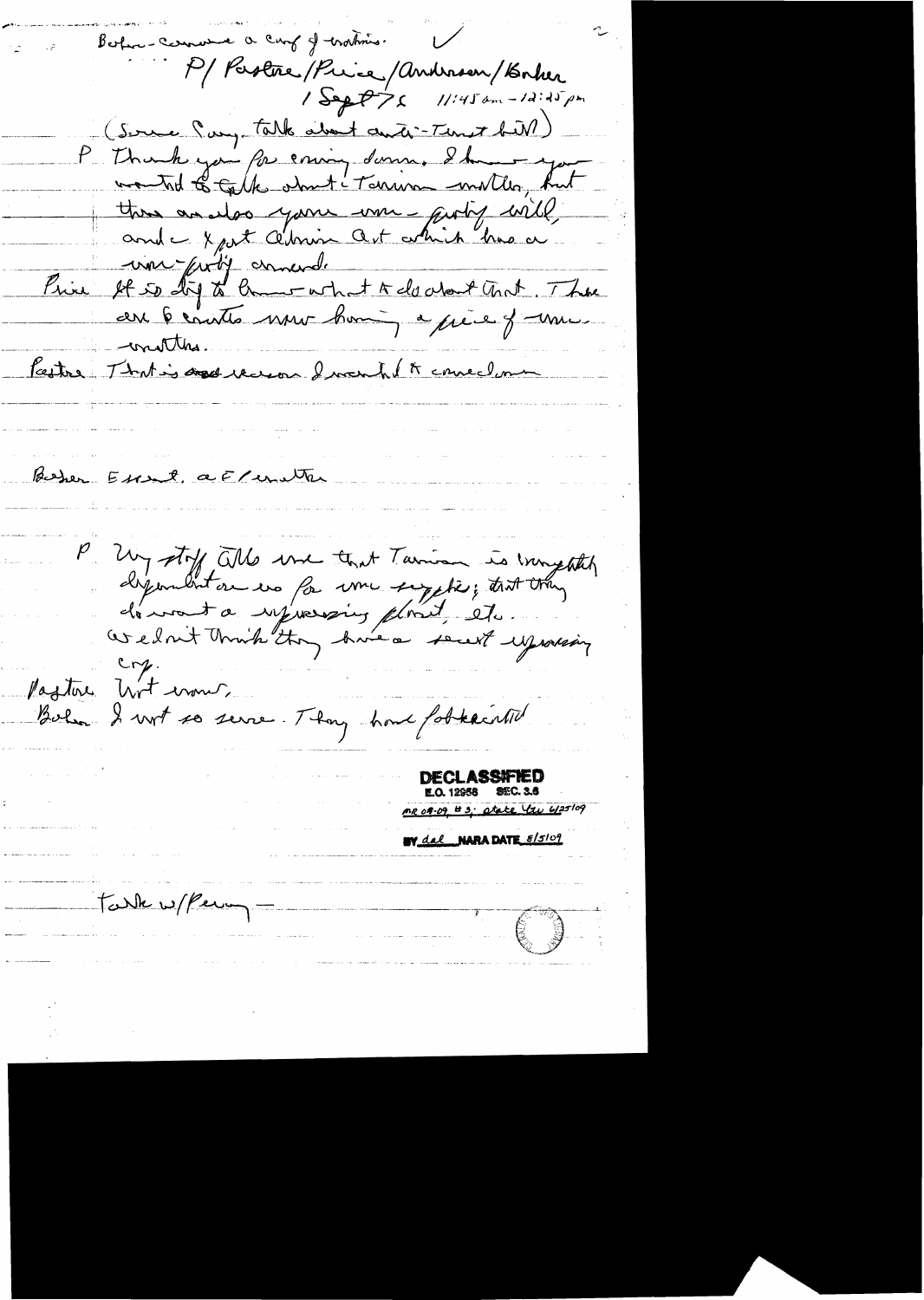Before - commence a conf of mtns. ✓

P/ Pastore/Price/Anderson/Baker
1 Sept 75 11:45 am - 12:25 pm

(Some Pvt. talk about anti-Trust bill)

P Thank you for coming down. I know you wanted to talk about Taiwan matter, but there are also your non-proliferation bill, and Export Admin Act which has a non-proliferation amend.

Price It is dif to know what to do about that. There are 6 countries now having a piece of non-matters.

Pastore That is reason I wanted to come down.

Baker Esmt. a E/matter

P My staff tells me that Taiwan is completely dependent on us for nuc supplies; that they do want a reprocessing plant, etc. We don't think they have a secret reprocessing cap.

Pastore Not now.

Baker I not so sure. They have fabricated

Talk w/Percy –

**DECLASSIFIED**
E.O. 12958 SEC. 3.6
MR 08-09, #3; State Ltr 6/25/09
BY dal NARA DATE 8/5/09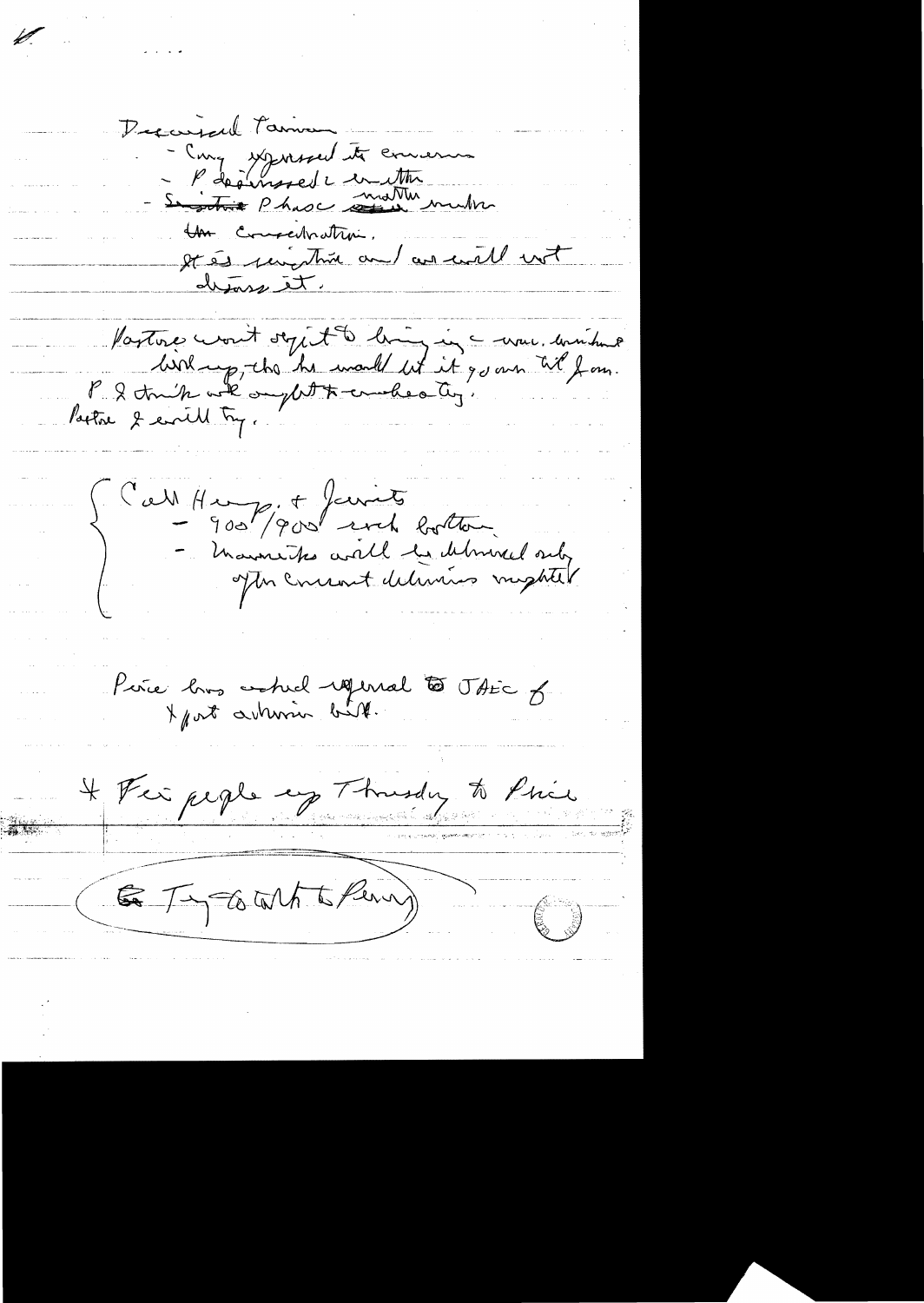Discussed Taiwan
- Cong expressed its concern
- P discussed c matter
- Situation Phase matter under the consideration.
It is sensitive and we will not discuss it.

Pastore won't object to bring in a new. Wants bill up, tho he would let it go over til Jan.
P I think we ought to make a try.
Pastore I will try.

Call Hump, + Javits
- 900/900 each better
- Manuscripts will be delivered only after Consent decision maybe

Price has asked referral to JAEC of Export admin bill.

4 Fei people up Thursday to Price

To Try to talk to Percy